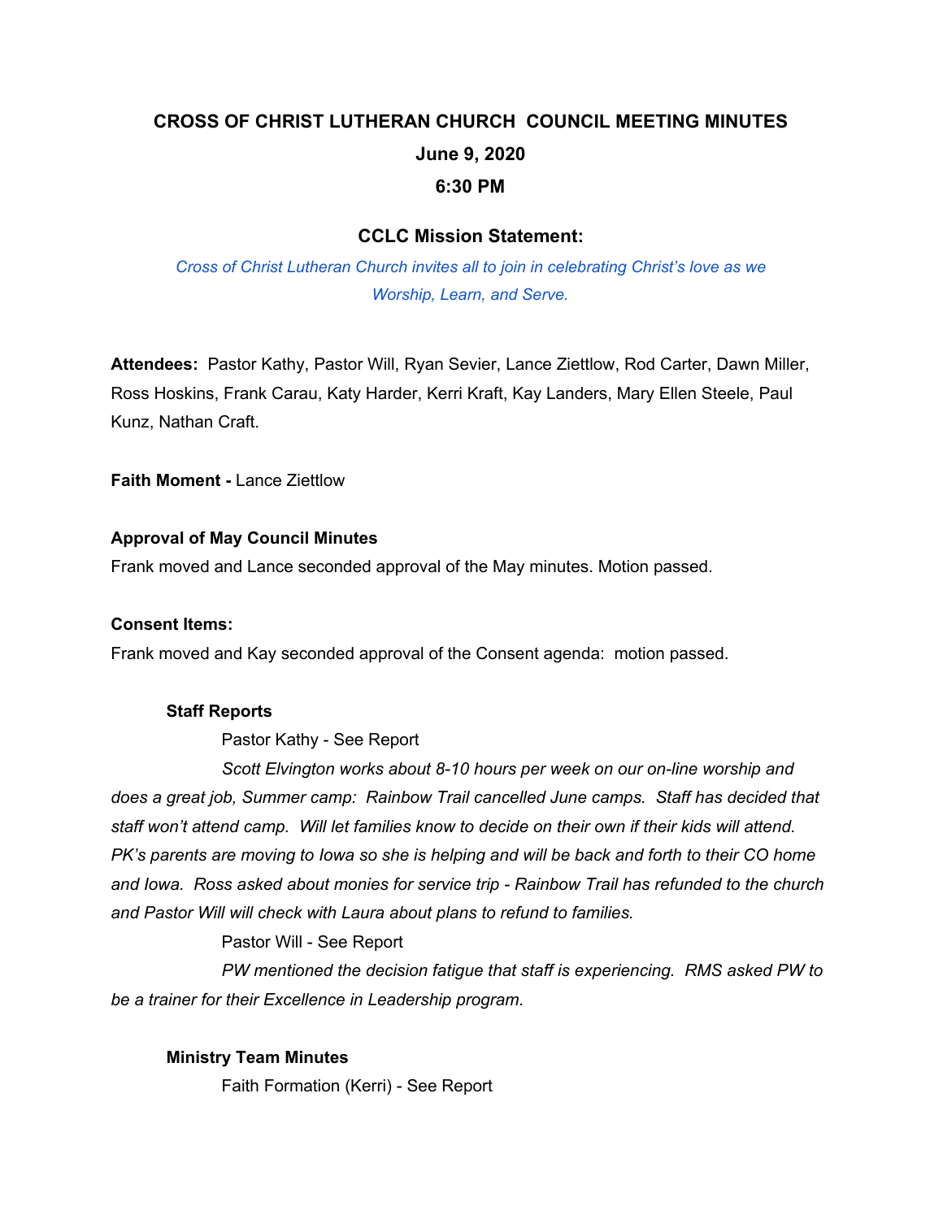# CROSS OF CHRIST LUTHERAN CHURCH COUNCIL MEETING MINUTES

**June 9, 2020**

**6:30 PM**

## CCLC Mission Statement:

*Cross of Christ Lutheran Church invites all to join in celebrating Christ's love as we Worship, Learn, and Serve.*

**Attendees:** Pastor Kathy, Pastor Will, Ryan Sevier, Lance Ziettlow, Rod Carter, Dawn Miller, Ross Hoskins, Frank Carau, Katy Harder, Kerri Kraft, Kay Landers, Mary Ellen Steele, Paul Kunz, Nathan Craft.

**Faith Moment -** Lance Ziettlow

**Approval of May Council Minutes**

Frank moved and Lance seconded approval of the May minutes. Motion passed.

**Consent Items:**

Frank moved and Kay seconded approval of the Consent agenda: motion passed.

**Staff Reports**

Pastor Kathy - See Report

*Scott Elvington works about 8-10 hours per week on our on-line worship and does a great job, Summer camp: Rainbow Trail cancelled June camps. Staff has decided that staff won't attend camp. Will let families know to decide on their own if their kids will attend. PK's parents are moving to Iowa so she is helping and will be back and forth to their CO home and Iowa. Ross asked about monies for service trip - Rainbow Trail has refunded to the church and Pastor Will will check with Laura about plans to refund to families.*

Pastor Will - See Report

*PW mentioned the decision fatigue that staff is experiencing. RMS asked PW to be a trainer for their Excellence in Leadership program.*

**Ministry Team Minutes**

Faith Formation (Kerri) - See Report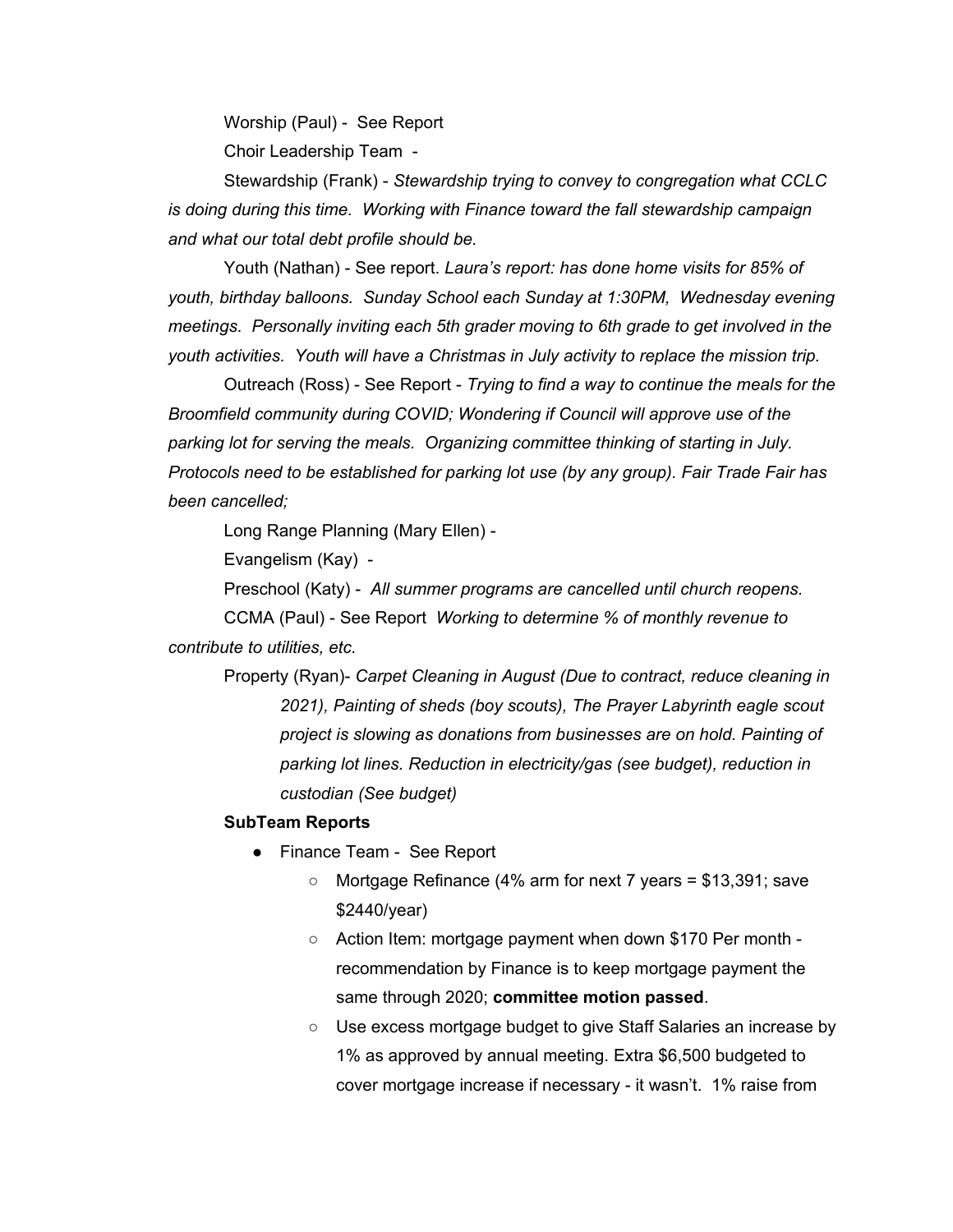Worship (Paul) - See Report

Choir Leadership Team -

Stewardship (Frank) - *Stewardship trying to convey to congregation what CCLC is doing during this time. Working with Finance toward the fall stewardship campaign and what our total debt profile should be.*

Youth (Nathan) - See report. *Laura's report: has done home visits for 85% of youth, birthday balloons. Sunday School each Sunday at 1:30PM, Wednesday evening meetings. Personally inviting each 5th grader moving to 6th grade to get involved in the youth activities. Youth will have a Christmas in July activity to replace the mission trip.*

Outreach (Ross) - See Report - *Trying to find a way to continue the meals for the Broomfield community during COVID; Wondering if Council will approve use of the parking lot for serving the meals. Organizing committee thinking of starting in July. Protocols need to be established for parking lot use (by any group). Fair Trade Fair has been cancelled;*

Long Range Planning (Mary Ellen) -

Evangelism (Kay) -

Preschool (Katy) - *All summer programs are cancelled until church reopens.*

CCMA (Paul) - See Report *Working to determine % of monthly revenue to contribute to utilities, etc.*

Property (Ryan)- *Carpet Cleaning in August (Due to contract, reduce cleaning in 2021), Painting of sheds (boy scouts), The Prayer Labyrinth eagle scout project is slowing as donations from businesses are on hold. Painting of parking lot lines. Reduction in electricity/gas (see budget), reduction in custodian (See budget)*

**SubTeam Reports**

- Finance Team - See Report
  - Mortgage Refinance (4% arm for next 7 years = $13,391; save $2440/year)
  - Action Item: mortgage payment when down $170 Per month - recommendation by Finance is to keep mortgage payment the same through 2020; **committee motion passed**.
  - Use excess mortgage budget to give Staff Salaries an increase by 1% as approved by annual meeting. Extra $6,500 budgeted to cover mortgage increase if necessary - it wasn't. 1% raise from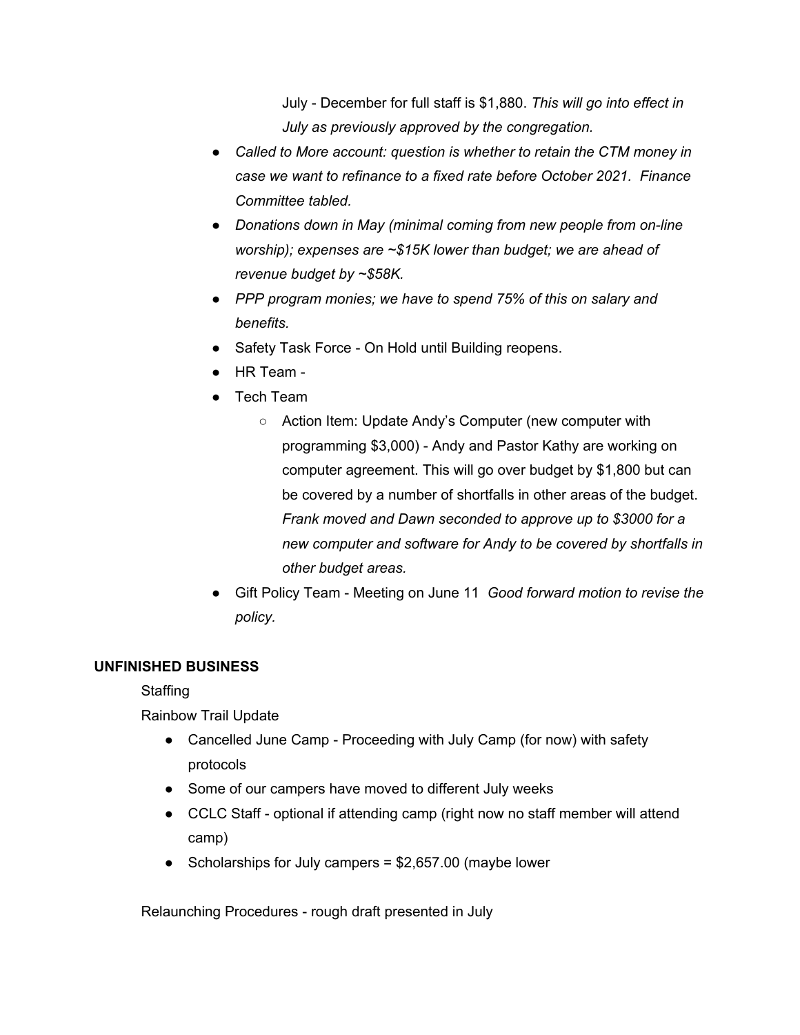July - December for full staff is $1,880. *This will go into effect in July as previously approved by the congregation.*

- *Called to More account: question is whether to retain the CTM money in case we want to refinance to a fixed rate before October 2021. Finance Committee tabled.*
- *Donations down in May (minimal coming from new people from on-line worship); expenses are ~$15K lower than budget; we are ahead of revenue budget by ~$58K.*
- *PPP program monies; we have to spend 75% of this on salary and benefits.*
- Safety Task Force - On Hold until Building reopens.
- HR Team -
- Tech Team
  - Action Item: Update Andy's Computer (new computer with programming $3,000) - Andy and Pastor Kathy are working on computer agreement. This will go over budget by $1,800 but can be covered by a number of shortfalls in other areas of the budget. *Frank moved and Dawn seconded to approve up to $3000 for a new computer and software for Andy to be covered by shortfalls in other budget areas.*
- Gift Policy Team - Meeting on June 11 *Good forward motion to revise the policy.*

**UNFINISHED BUSINESS**

Staffing

Rainbow Trail Update

- Cancelled June Camp - Proceeding with July Camp (for now) with safety protocols
- Some of our campers have moved to different July weeks
- CCLC Staff - optional if attending camp (right now no staff member will attend camp)
- Scholarships for July campers = $2,657.00 (maybe lower

Relaunching Procedures - rough draft presented in July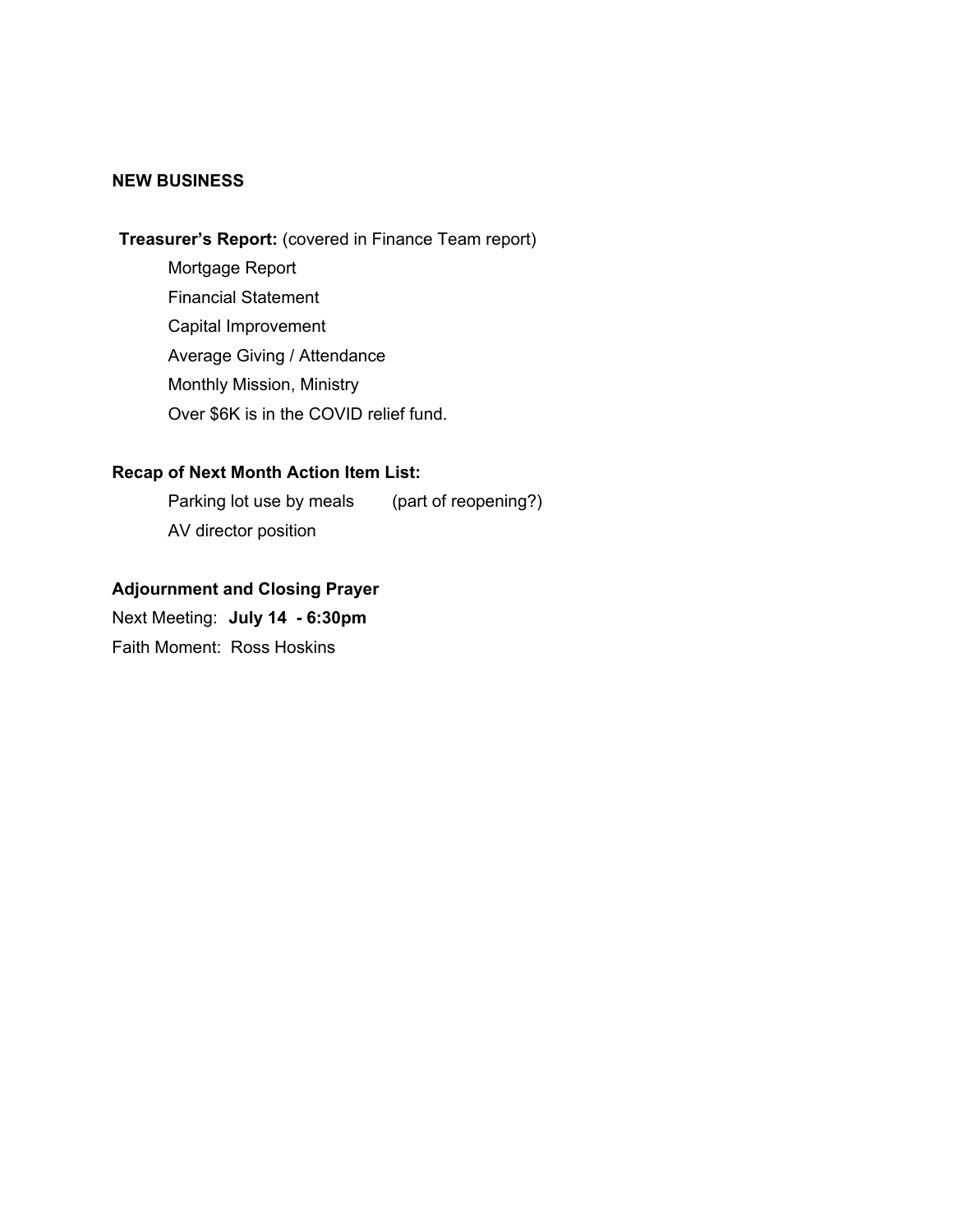**NEW BUSINESS**

**Treasurer's Report:** (covered in Finance Team report)

- Mortgage Report
- Financial Statement
- Capital Improvement
- Average Giving / Attendance
- Monthly Mission, Ministry
- Over $6K is in the COVID relief fund.

**Recap of Next Month Action Item List:**

- Parking lot use by meals (part of reopening?)
- AV director position

**Adjournment and Closing Prayer**

Next Meeting: **July 14 - 6:30pm**

Faith Moment: Ross Hoskins